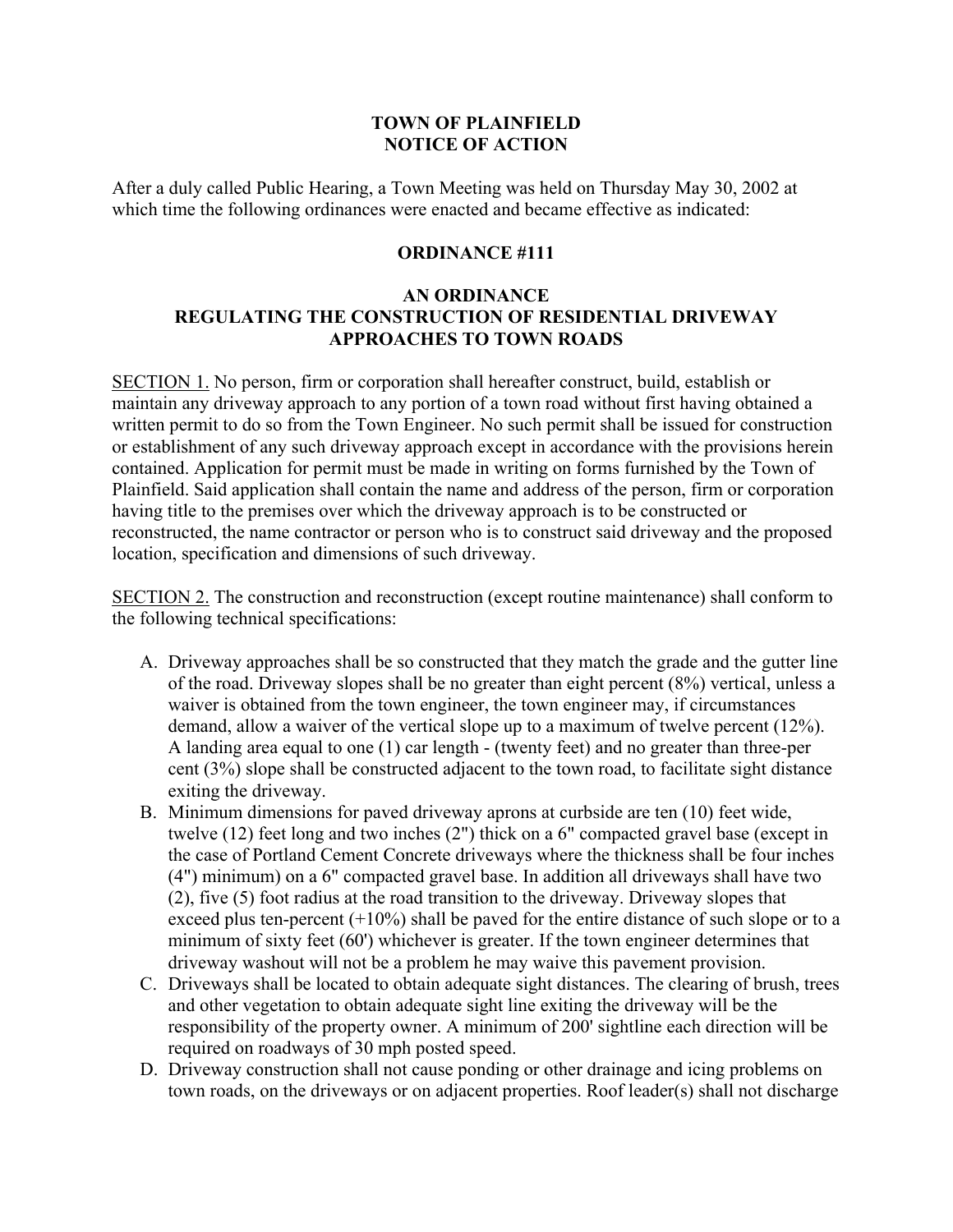**TOWN OF PLAINFIELD**
**NOTICE OF ACTION**

After a duly called Public Hearing, a Town Meeting was held on Thursday May 30, 2002 at which time the following ordinances were enacted and became effective as indicated:

**ORDINANCE #111**

**AN ORDINANCE**
**REGULATING THE CONSTRUCTION OF RESIDENTIAL DRIVEWAY APPROACHES TO TOWN ROADS**

SECTION 1. No person, firm or corporation shall hereafter construct, build, establish or maintain any driveway approach to any portion of a town road without first having obtained a written permit to do so from the Town Engineer. No such permit shall be issued for construction or establishment of any such driveway approach except in accordance with the provisions herein contained. Application for permit must be made in writing on forms furnished by the Town of Plainfield. Said application shall contain the name and address of the person, firm or corporation having title to the premises over which the driveway approach is to be constructed or reconstructed, the name contractor or person who is to construct said driveway and the proposed location, specification and dimensions of such driveway.

SECTION 2. The construction and reconstruction (except routine maintenance) shall conform to the following technical specifications:

A. Driveway approaches shall be so constructed that they match the grade and the gutter line of the road. Driveway slopes shall be no greater than eight percent (8%) vertical, unless a waiver is obtained from the town engineer, the town engineer may, if circumstances demand, allow a waiver of the vertical slope up to a maximum of twelve percent (12%). A landing area equal to one (1) car length - (twenty feet) and no greater than three-per cent (3%) slope shall be constructed adjacent to the town road, to facilitate sight distance exiting the driveway.
B. Minimum dimensions for paved driveway aprons at curbside are ten (10) feet wide, twelve (12) feet long and two inches (2") thick on a 6" compacted gravel base (except in the case of Portland Cement Concrete driveways where the thickness shall be four inches (4") minimum) on a 6" compacted gravel base. In addition all driveways shall have two (2), five (5) foot radius at the road transition to the driveway. Driveway slopes that exceed plus ten-percent (+10%) shall be paved for the entire distance of such slope or to a minimum of sixty feet (60') whichever is greater. If the town engineer determines that driveway washout will not be a problem he may waive this pavement provision.
C. Driveways shall be located to obtain adequate sight distances. The clearing of brush, trees and other vegetation to obtain adequate sight line exiting the driveway will be the responsibility of the property owner. A minimum of 200' sightline each direction will be required on roadways of 30 mph posted speed.
D. Driveway construction shall not cause ponding or other drainage and icing problems on town roads, on the driveways or on adjacent properties. Roof leader(s) shall not discharge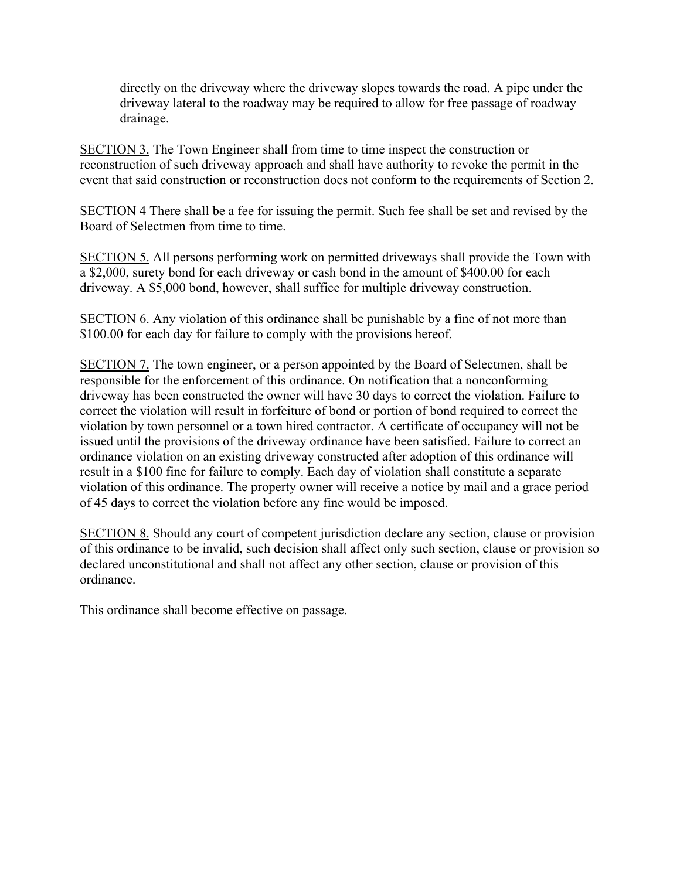directly on the driveway where the driveway slopes towards the road. A pipe under the driveway lateral to the roadway may be required to allow for free passage of roadway drainage.

<u>SECTION 3.</u> The Town Engineer shall from time to time inspect the construction or reconstruction of such driveway approach and shall have authority to revoke the permit in the event that said construction or reconstruction does not conform to the requirements of Section 2.

<u>SECTION 4</u> There shall be a fee for issuing the permit. Such fee shall be set and revised by the Board of Selectmen from time to time.

<u>SECTION 5.</u> All persons performing work on permitted driveways shall provide the Town with a $2,000, surety bond for each driveway or cash bond in the amount of $400.00 for each driveway. A $5,000 bond, however, shall suffice for multiple driveway construction.

<u>SECTION 6.</u> Any violation of this ordinance shall be punishable by a fine of not more than $100.00 for each day for failure to comply with the provisions hereof.

<u>SECTION 7.</u> The town engineer, or a person appointed by the Board of Selectmen, shall be responsible for the enforcement of this ordinance. On notification that a nonconforming driveway has been constructed the owner will have 30 days to correct the violation. Failure to correct the violation will result in forfeiture of bond or portion of bond required to correct the violation by town personnel or a town hired contractor. A certificate of occupancy will not be issued until the provisions of the driveway ordinance have been satisfied. Failure to correct an ordinance violation on an existing driveway constructed after adoption of this ordinance will result in a $100 fine for failure to comply. Each day of violation shall constitute a separate violation of this ordinance. The property owner will receive a notice by mail and a grace period of 45 days to correct the violation before any fine would be imposed.

<u>SECTION 8.</u> Should any court of competent jurisdiction declare any section, clause or provision of this ordinance to be invalid, such decision shall affect only such section, clause or provision so declared unconstitutional and shall not affect any other section, clause or provision of this ordinance.

This ordinance shall become effective on passage.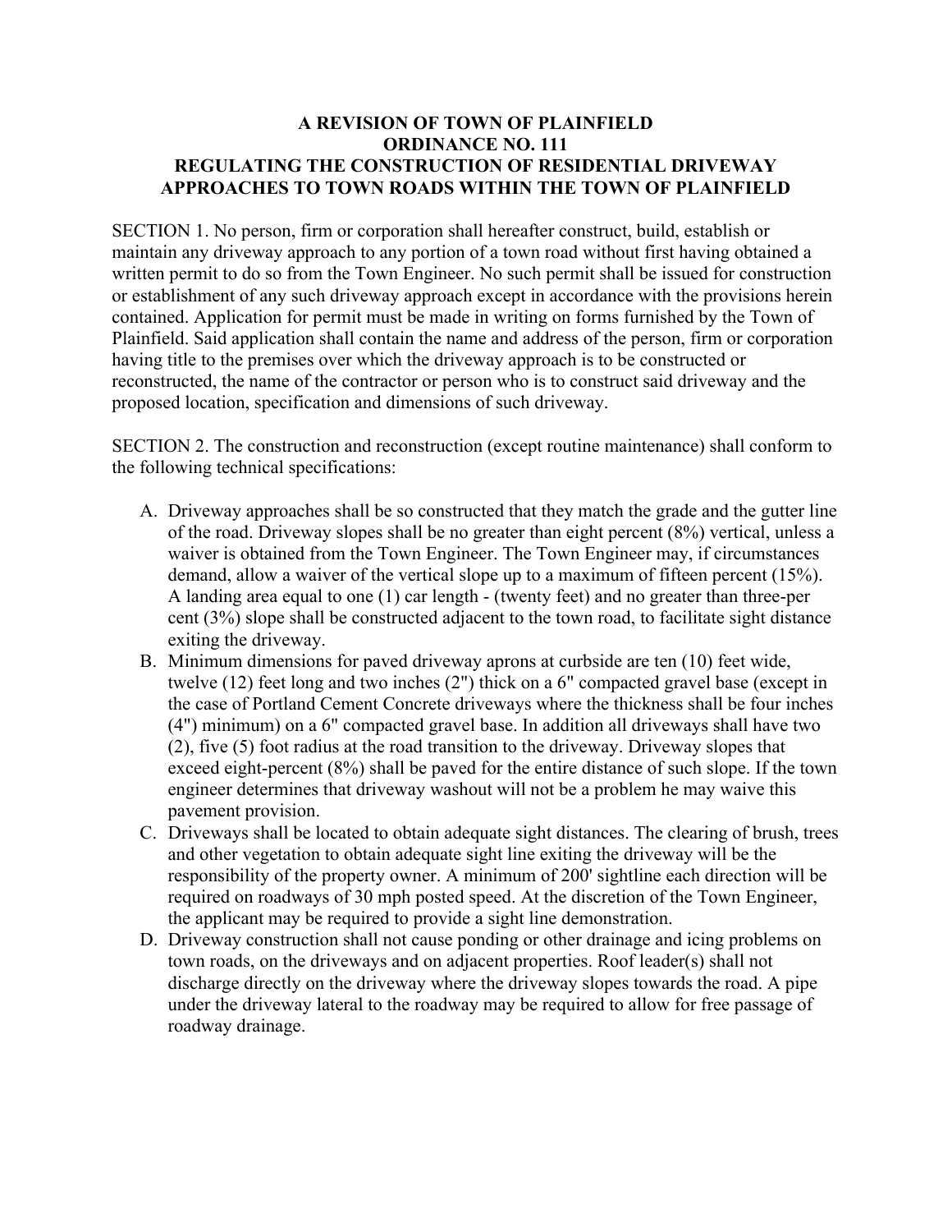# A REVISION OF TOWN OF PLAINFIELD ORDINANCE NO. 111 REGULATING THE CONSTRUCTION OF RESIDENTIAL DRIVEWAY APPROACHES TO TOWN ROADS WITHIN THE TOWN OF PLAINFIELD

SECTION 1. No person, firm or corporation shall hereafter construct, build, establish or maintain any driveway approach to any portion of a town road without first having obtained a written permit to do so from the Town Engineer. No such permit shall be issued for construction or establishment of any such driveway approach except in accordance with the provisions herein contained. Application for permit must be made in writing on forms furnished by the Town of Plainfield. Said application shall contain the name and address of the person, firm or corporation having title to the premises over which the driveway approach is to be constructed or reconstructed, the name of the contractor or person who is to construct said driveway and the proposed location, specification and dimensions of such driveway.

SECTION 2. The construction and reconstruction (except routine maintenance) shall conform to the following technical specifications:

A. Driveway approaches shall be so constructed that they match the grade and the gutter line of the road. Driveway slopes shall be no greater than eight percent (8%) vertical, unless a waiver is obtained from the Town Engineer. The Town Engineer may, if circumstances demand, allow a waiver of the vertical slope up to a maximum of fifteen percent (15%). A landing area equal to one (1) car length - (twenty feet) and no greater than three-per cent (3%) slope shall be constructed adjacent to the town road, to facilitate sight distance exiting the driveway.

B. Minimum dimensions for paved driveway aprons at curbside are ten (10) feet wide, twelve (12) feet long and two inches (2") thick on a 6" compacted gravel base (except in the case of Portland Cement Concrete driveways where the thickness shall be four inches (4") minimum) on a 6" compacted gravel base. In addition all driveways shall have two (2), five (5) foot radius at the road transition to the driveway. Driveway slopes that exceed eight-percent (8%) shall be paved for the entire distance of such slope. If the town engineer determines that driveway washout will not be a problem he may waive this pavement provision.

C. Driveways shall be located to obtain adequate sight distances. The clearing of brush, trees and other vegetation to obtain adequate sight line exiting the driveway will be the responsibility of the property owner. A minimum of 200' sightline each direction will be required on roadways of 30 mph posted speed. At the discretion of the Town Engineer, the applicant may be required to provide a sight line demonstration.

D. Driveway construction shall not cause ponding or other drainage and icing problems on town roads, on the driveways and on adjacent properties. Roof leader(s) shall not discharge directly on the driveway where the driveway slopes towards the road. A pipe under the driveway lateral to the roadway may be required to allow for free passage of roadway drainage.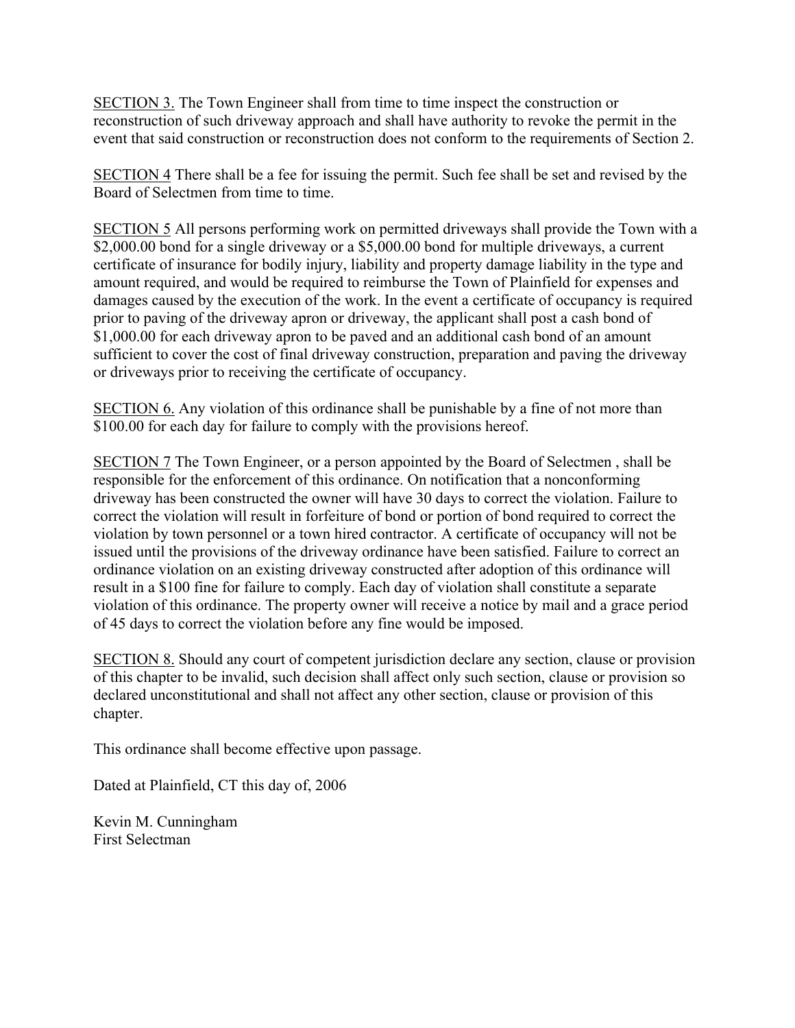<u>SECTION 3.</u> The Town Engineer shall from time to time inspect the construction or reconstruction of such driveway approach and shall have authority to revoke the permit in the event that said construction or reconstruction does not conform to the requirements of Section 2.

<u>SECTION 4</u> There shall be a fee for issuing the permit. Such fee shall be set and revised by the Board of Selectmen from time to time.

<u>SECTION 5</u> All persons performing work on permitted driveways shall provide the Town with a $2,000.00 bond for a single driveway or a $5,000.00 bond for multiple driveways, a current certificate of insurance for bodily injury, liability and property damage liability in the type and amount required, and would be required to reimburse the Town of Plainfield for expenses and damages caused by the execution of the work. In the event a certificate of occupancy is required prior to paving of the driveway apron or driveway, the applicant shall post a cash bond of $1,000.00 for each driveway apron to be paved and an additional cash bond of an amount sufficient to cover the cost of final driveway construction, preparation and paving the driveway or driveways prior to receiving the certificate of occupancy.

<u>SECTION 6.</u> Any violation of this ordinance shall be punishable by a fine of not more than $100.00 for each day for failure to comply with the provisions hereof.

<u>SECTION 7</u> The Town Engineer, or a person appointed by the Board of Selectmen , shall be responsible for the enforcement of this ordinance. On notification that a nonconforming driveway has been constructed the owner will have 30 days to correct the violation. Failure to correct the violation will result in forfeiture of bond or portion of bond required to correct the violation by town personnel or a town hired contractor. A certificate of occupancy will not be issued until the provisions of the driveway ordinance have been satisfied. Failure to correct an ordinance violation on an existing driveway constructed after adoption of this ordinance will result in a $100 fine for failure to comply. Each day of violation shall constitute a separate violation of this ordinance. The property owner will receive a notice by mail and a grace period of 45 days to correct the violation before any fine would be imposed.

<u>SECTION 8.</u> Should any court of competent jurisdiction declare any section, clause or provision of this chapter to be invalid, such decision shall affect only such section, clause or provision so declared unconstitutional and shall not affect any other section, clause or provision of this chapter.

This ordinance shall become effective upon passage.

Dated at Plainfield, CT this day of, 2006

Kevin M. Cunningham
First Selectman